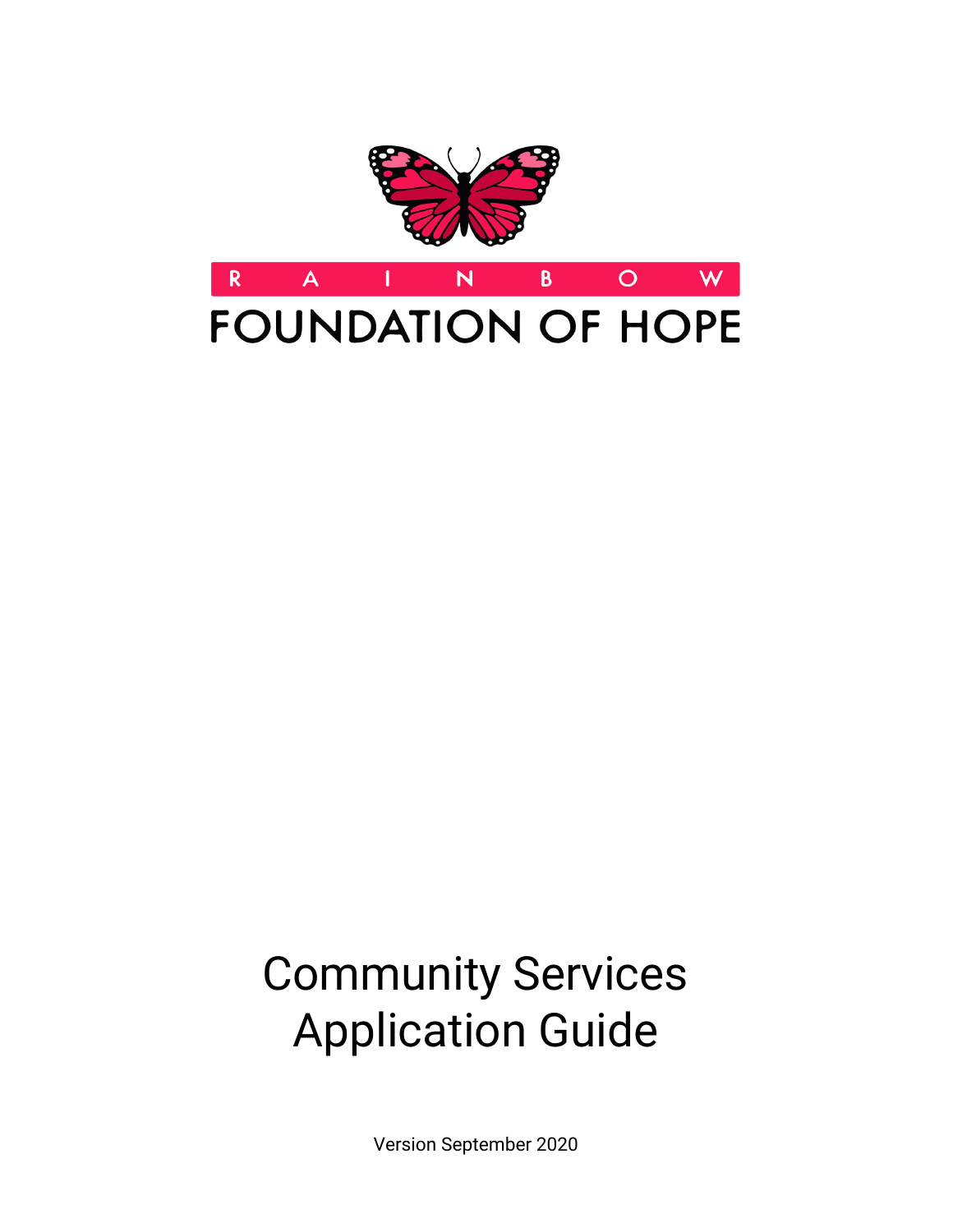RAINBOW

FOUNDATION OF HOPE

# Community Services Application Guide

Version September 2020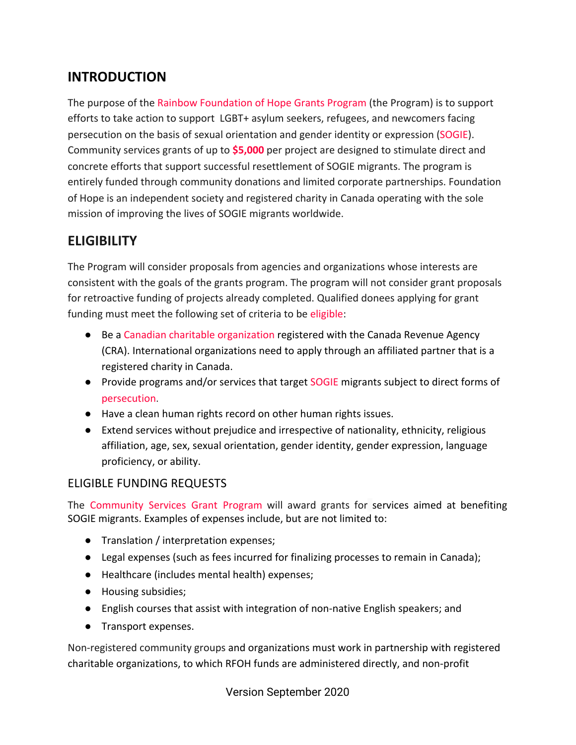## INTRODUCTION

The purpose of the Rainbow Foundation of Hope Grants Program (the Program) is to support efforts to take action to support LGBT+ asylum seekers, refugees, and newcomers facing persecution on the basis of sexual orientation and gender identity or expression (SOGIE). Community services grants of up to **$5,000** per project are designed to stimulate direct and concrete efforts that support successful resettlement of SOGIE migrants. The program is entirely funded through community donations and limited corporate partnerships. Foundation of Hope is an independent society and registered charity in Canada operating with the sole mission of improving the lives of SOGIE migrants worldwide.

## ELIGIBILITY

The Program will consider proposals from agencies and organizations whose interests are consistent with the goals of the grants program. The program will not consider grant proposals for retroactive funding of projects already completed. Qualified donees applying for grant funding must meet the following set of criteria to be eligible:

- Be a Canadian charitable organization registered with the Canada Revenue Agency (CRA). International organizations need to apply through an affiliated partner that is a registered charity in Canada.
- Provide programs and/or services that target SOGIE migrants subject to direct forms of persecution.
- Have a clean human rights record on other human rights issues.
- Extend services without prejudice and irrespective of nationality, ethnicity, religious affiliation, age, sex, sexual orientation, gender identity, gender expression, language proficiency, or ability.

### ELIGIBLE FUNDING REQUESTS

The Community Services Grant Program will award grants for services aimed at benefiting SOGIE migrants. Examples of expenses include, but are not limited to:

- Translation / interpretation expenses;
- Legal expenses (such as fees incurred for finalizing processes to remain in Canada);
- Healthcare (includes mental health) expenses;
- Housing subsidies;
- English courses that assist with integration of non-native English speakers; and
- Transport expenses.

Non-registered community groups and organizations must work in partnership with registered charitable organizations, to which RFOH funds are administered directly, and non-profit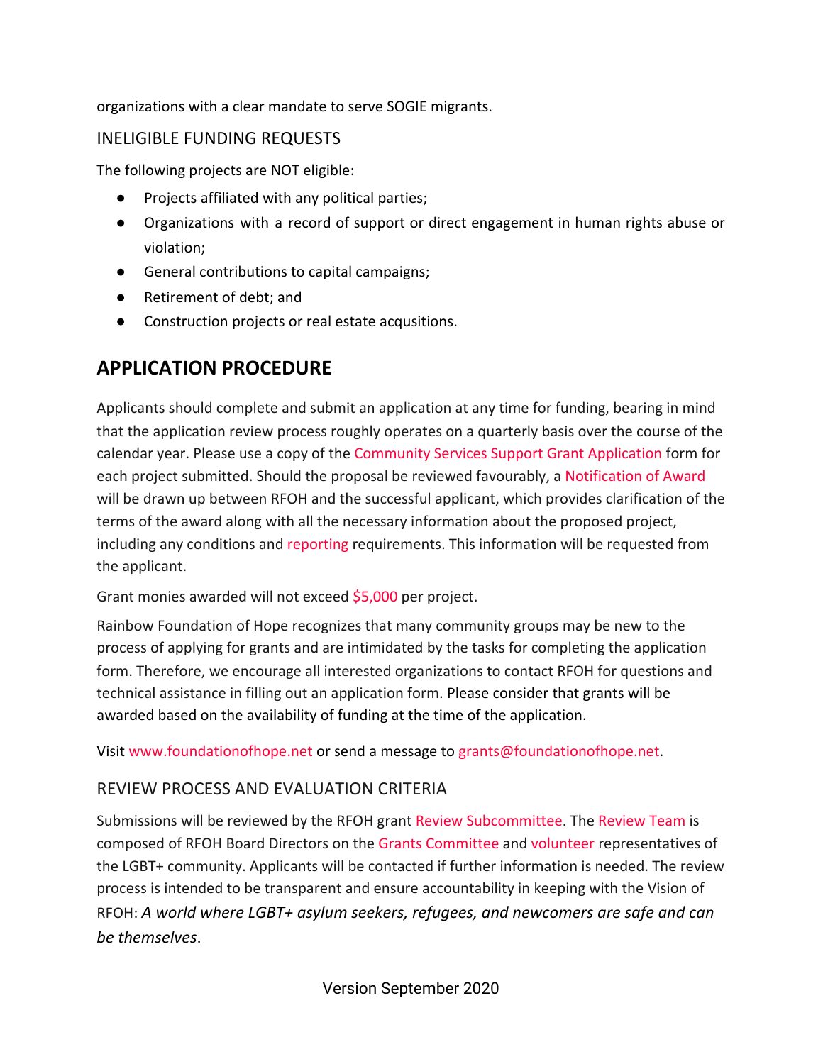organizations with a clear mandate to serve SOGIE migrants.

### INELIGIBLE FUNDING REQUESTS

The following projects are NOT eligible:

- Projects affiliated with any political parties;
- Organizations with a record of support or direct engagement in human rights abuse or violation;
- General contributions to capital campaigns;
- Retirement of debt; and
- Construction projects or real estate acqusitions.

## APPLICATION PROCEDURE

Applicants should complete and submit an application at any time for funding, bearing in mind that the application review process roughly operates on a quarterly basis over the course of the calendar year. Please use a copy of the Community Services Support Grant Application form for each project submitted. Should the proposal be reviewed favourably, a Notification of Award will be drawn up between RFOH and the successful applicant, which provides clarification of the terms of the award along with all the necessary information about the proposed project, including any conditions and reporting requirements. This information will be requested from the applicant.

Grant monies awarded will not exceed $5,000 per project.

Rainbow Foundation of Hope recognizes that many community groups may be new to the process of applying for grants and are intimidated by the tasks for completing the application form. Therefore, we encourage all interested organizations to contact RFOH for questions and technical assistance in filling out an application form. Please consider that grants will be awarded based on the availability of funding at the time of the application.

Visit www.foundationofhope.net or send a message to grants@foundationofhope.net.

### REVIEW PROCESS AND EVALUATION CRITERIA

Submissions will be reviewed by the RFOH grant Review Subcommittee. The Review Team is composed of RFOH Board Directors on the Grants Committee and volunteer representatives of the LGBT+ community. Applicants will be contacted if further information is needed. The review process is intended to be transparent and ensure accountability in keeping with the Vision of RFOH: *A world where LGBT+ asylum seekers, refugees, and newcomers are safe and can be themselves*.

Version September 2020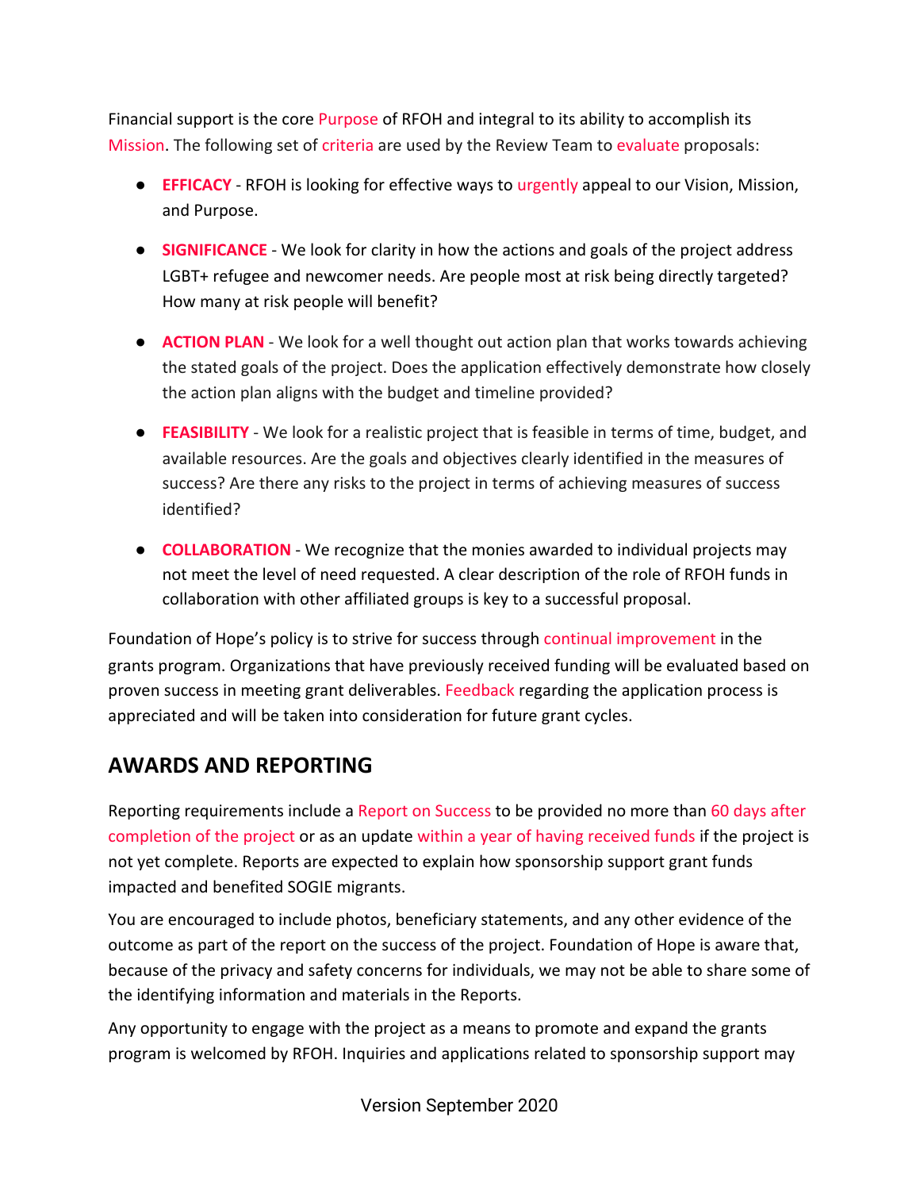Financial support is the core Purpose of RFOH and integral to its ability to accomplish its Mission. The following set of criteria are used by the Review Team to evaluate proposals:

- **EFFICACY** - RFOH is looking for effective ways to urgently appeal to our Vision, Mission, and Purpose.
- **SIGNIFICANCE** - We look for clarity in how the actions and goals of the project address LGBT+ refugee and newcomer needs. Are people most at risk being directly targeted? How many at risk people will benefit?
- **ACTION PLAN** - We look for a well thought out action plan that works towards achieving the stated goals of the project. Does the application effectively demonstrate how closely the action plan aligns with the budget and timeline provided?
- **FEASIBILITY** - We look for a realistic project that is feasible in terms of time, budget, and available resources. Are the goals and objectives clearly identified in the measures of success? Are there any risks to the project in terms of achieving measures of success identified?
- **COLLABORATION** - We recognize that the monies awarded to individual projects may not meet the level of need requested. A clear description of the role of RFOH funds in collaboration with other affiliated groups is key to a successful proposal.

Foundation of Hope's policy is to strive for success through continual improvement in the grants program. Organizations that have previously received funding will be evaluated based on proven success in meeting grant deliverables. Feedback regarding the application process is appreciated and will be taken into consideration for future grant cycles.

## AWARDS AND REPORTING

Reporting requirements include a Report on Success to be provided no more than 60 days after completion of the project or as an update within a year of having received funds if the project is not yet complete. Reports are expected to explain how sponsorship support grant funds impacted and benefited SOGIE migrants.

You are encouraged to include photos, beneficiary statements, and any other evidence of the outcome as part of the report on the success of the project. Foundation of Hope is aware that, because of the privacy and safety concerns for individuals, we may not be able to share some of the identifying information and materials in the Reports.

Any opportunity to engage with the project as a means to promote and expand the grants program is welcomed by RFOH. Inquiries and applications related to sponsorship support may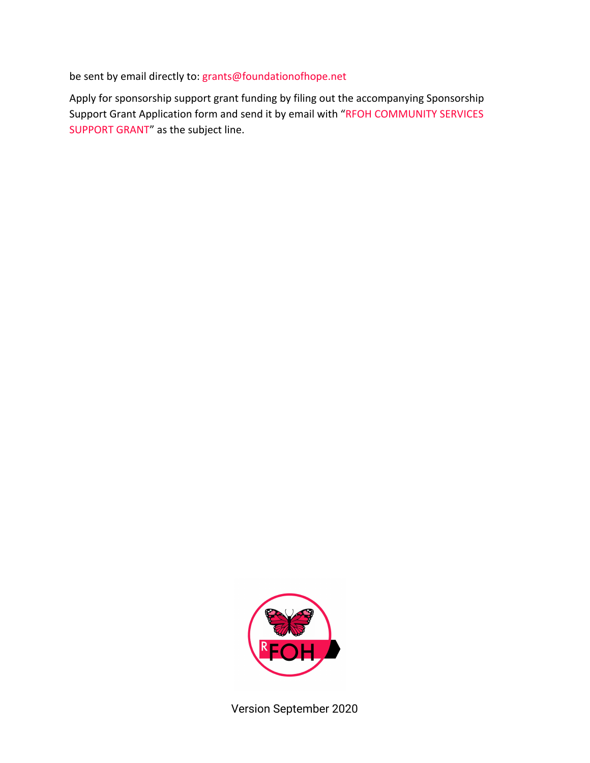be sent by email directly to: grants@foundationofhope.net

Apply for sponsorship support grant funding by filing out the accompanying Sponsorship Support Grant Application form and send it by email with "RFOH COMMUNITY SERVICES SUPPORT GRANT" as the subject line.

Version September 2020